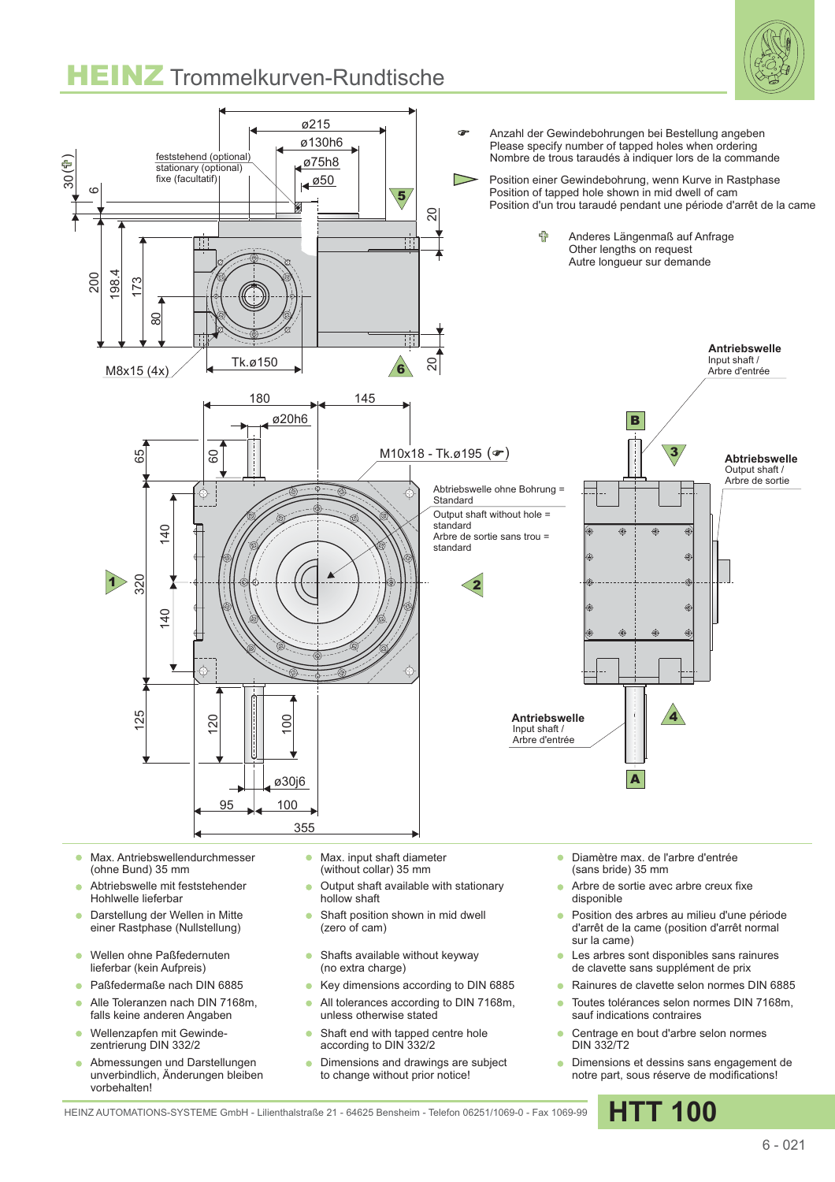# HEINZ Trommelkurven-Rundtische

feststehend (optional)
stationary (optional)
fixe (facultatif)

ø215
ø130h6
ø75h8
ø50

30 (✝) · 6 · 200 · 198.4 · 173 · 80 · 20 · 20

M8x15 (4x)
Tk.ø150

180 · 145
ø20h6
65 · 60
M10x18 - Tk.ø195 (☞)
320 · 140 · 140
125 · 120 · 100
ø30j6
95 · 100
355

☞ Anzahl der Gewindebohrungen bei Bestellung angeben
Please specify number of tapped holes when ordering
Nombre de trous taraudés à indiquer lors de la commande

▷ Position einer Gewindebohrung, wenn Kurve in Rastphase
Position of tapped hole shown in mid dwell of cam
Position d'un trou taraudé pendant une période d'arrêt de la came

✝ Anderes Längenmaß auf Anfrage
Other lengths on request
Autre longueur sur demande

**Antriebswelle**
Input shaft /
Arbre d'entrée

**Abtriebswelle**
Output shaft /
Arbre de sortie

Abtriebswelle ohne Bohrung = Standard
Output shaft without hole = standard
Arbre de sortie sans trou = standard

**Antriebswelle**
Input shaft /
Arbre d'entrée

- Max. Antriebswellendurchmesser (ohne Bund) 35 mm
- Abtriebswelle mit feststehender Hohlwelle lieferbar
- Darstellung der Wellen in Mitte einer Rastphase (Nullstellung)
- Wellen ohne Paßfedernuten lieferbar (kein Aufpreis)
- Paßfedermaße nach DIN 6885
- Alle Toleranzen nach DIN 7168m, falls keine anderen Angaben
- Wellenzapfen mit Gewinde-zentrierung DIN 332/2
- Abmessungen und Darstellungen unverbindlich, Änderungen bleiben vorbehalten!

- Max. input shaft diameter (without collar) 35 mm
- Output shaft available with stationary hollow shaft
- Shaft position shown in mid dwell (zero of cam)
- Shafts available without keyway (no extra charge)
- Key dimensions according to DIN 6885
- All tolerances according to DIN 7168m, unless otherwise stated
- Shaft end with tapped centre hole according to DIN 332/2
- Dimensions and drawings are subject to change without prior notice!

- Diamètre max. de l'arbre d'entrée (sans bride) 35 mm
- Arbre de sortie avec arbre creux fixe disponible
- Position des arbres au milieu d'une période d'arrêt de la came (position d'arrêt normal sur la came)
- Les arbres sont disponibles sans rainures de clavette sans supplément de prix
- Rainures de clavette selon normes DIN 6885
- Toutes tolérances selon normes DIN 7168m, sauf indications contraires
- Centrage en bout d'arbre selon normes DIN 332/T2
- Dimensions et dessins sans engagement de notre part, sous réserve de modifications!

HEINZ AUTOMATIONS-SYSTEME GmbH - Lilienthalstraße 21 - 64625 Bensheim - Telefon 06251/1069-0 - Fax 1069-99

**HTT 100**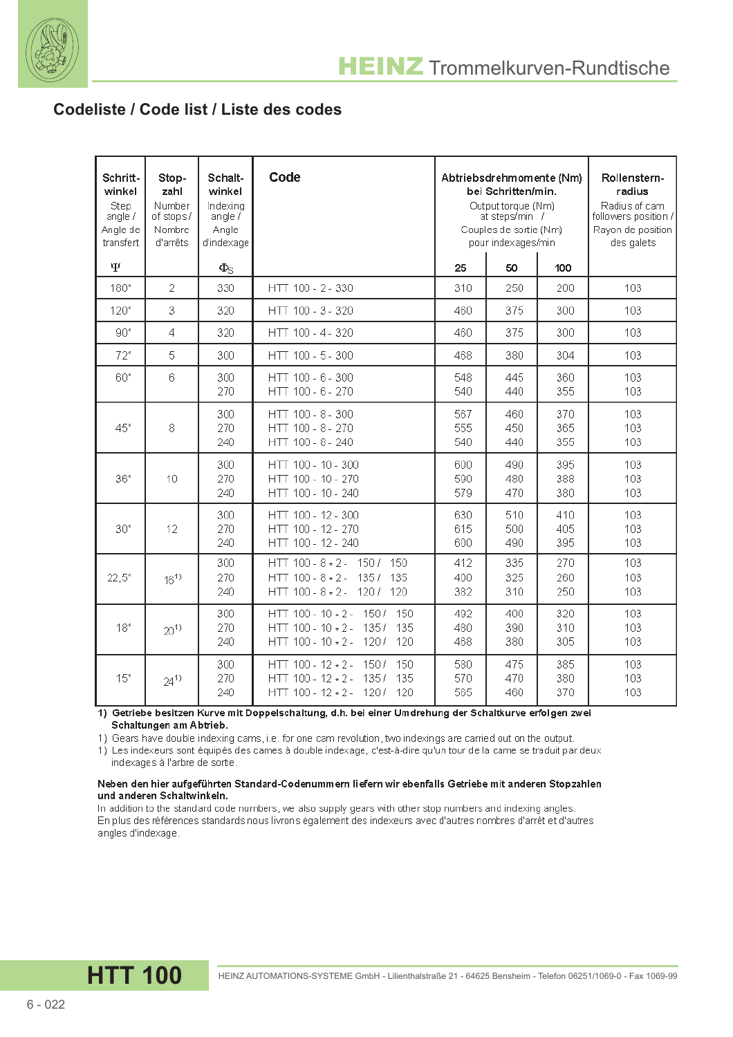## Codeliste / Code list / Liste des codes

| Schritt-winkel<br>Step angle /<br>Angle de transfert<br>Ψ | Stop-zahl<br>Number of stops /<br>Nombre d'arrêts | Schalt-winkel<br>Indexing angle /<br>Angle d'indexage<br>$\Phi_S$ | Code | Abtriebsdrehmomente (Nm) bei Schritten/min.<br>Output torque (Nm) at steps/min /<br>Couples de sortie (Nm) pour indexages/min | | | Rollenstern-radius<br>Radius of cam followers position /<br>Rayon de position des galets |
|---|---|---|---|---|---|---|---|
| | | | | 25 | 50 | 100 | |
| 180° | 2 | 330 | HTT 100 - 2 - 330 | 310 | 250 | 200 | 103 |
| 120° | 3 | 320 | HTT 100 - 3 - 320 | 460 | 375 | 300 | 103 |
| 90° | 4 | 320 | HTT 100 - 4 - 320 | 460 | 375 | 300 | 103 |
| 72° | 5 | 300 | HTT 100 - 5 - 300 | 468 | 380 | 304 | 103 |
| 60° | 6 | 300<br>270 | HTT 100 - 6 - 300<br>HTT 100 - 6 - 270 | 548<br>540 | 445<br>440 | 360<br>355 | 103<br>103 |
| 45° | 8 | 300<br>270<br>240 | HTT 100 - 8 - 300<br>HTT 100 - 8 - 270<br>HTT 100 - 8 - 240 | 567<br>555<br>540 | 460<br>450<br>440 | 370<br>365<br>355 | 103<br>103<br>103 |
| 36° | 10 | 300<br>270<br>240 | HTT 100 - 10 - 300<br>HTT 100 - 10 - 270<br>HTT 100 - 10 - 240 | 600<br>590<br>579 | 490<br>480<br>470 | 395<br>388<br>380 | 103<br>103<br>103 |
| 30° | 12 | 300<br>270<br>240 | HTT 100 - 12 - 300<br>HTT 100 - 12 - 270<br>HTT 100 - 12 - 240 | 630<br>615<br>600 | 510<br>500<br>490 | 410<br>405<br>395 | 103<br>103<br>103 |
| 22,5° | 16[1)] | 300<br>270<br>240 | HTT 100 - 8 * 2 - 150 / 150<br>HTT 100 - 8 * 2 - 135 / 135<br>HTT 100 - 8 * 2 - 120 / 120 | 412<br>400<br>382 | 335<br>325<br>310 | 270<br>260<br>250 | 103<br>103<br>103 |
| 18° | 20[1)] | 300<br>270<br>240 | HTT 100 - 10 * 2 - 150 / 150<br>HTT 100 - 10 * 2 - 135 / 135<br>HTT 100 - 10 * 2 - 120 / 120 | 492<br>480<br>468 | 400<br>390<br>380 | 320<br>310<br>305 | 103<br>103<br>103 |
| 15° | 24[1)] | 300<br>270<br>240 | HTT 100 - 12 * 2 - 150 / 150<br>HTT 100 - 12 * 2 - 135 / 135<br>HTT 100 - 12 * 2 - 120 / 120 | 580<br>570<br>565 | 475<br>470<br>460 | 385<br>380<br>370 | 103<br>103<br>103 |

**1) Getriebe besitzen Kurve mit Doppelschaltung, d.h. bei einer Umdrehung der Schaltkurve erfolgen zwei Schaltungen am Abtrieb.**

1) Gears have double indexing cams, i.e. for one cam revolution, two indexings are carried out on the output.

1) Les indexeurs sont équipés des cames à double indexage, c'est-à-dire qu'un tour de la came se traduit par deux indexages à l'arbre de sortie.

**Neben den hier aufgeführten Standard-Codenummern liefern wir ebenfalls Getriebe mit anderen Stopzahlen und anderen Schaltwinkeln.**

In addition to the standard code numbers, we also supply gears with other stop numbers and indexing angles.

En plus des références standards nous livrons également des indexeurs avec d'autres nombres d'arrêt et d'autres angles d'indexage.